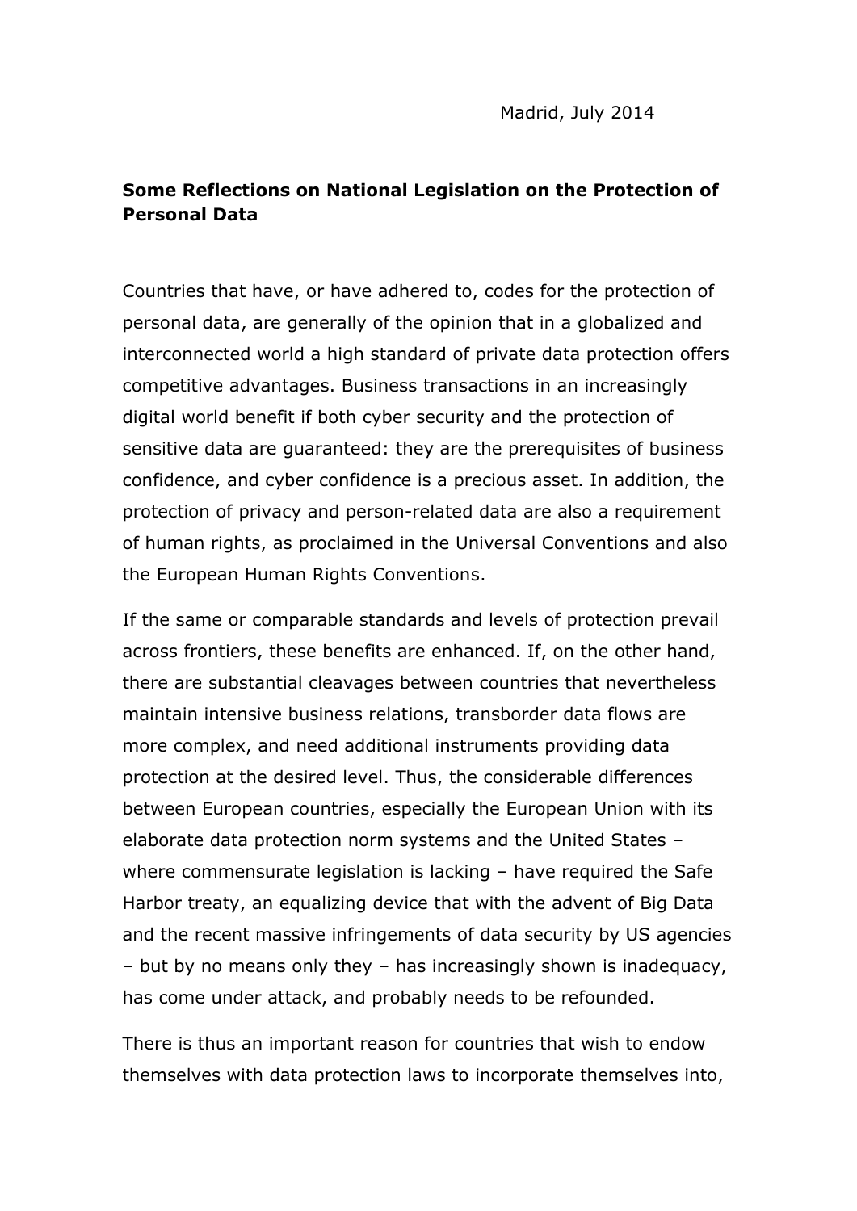Madrid, July 2014

**Some Reflections on National Legislation on the Protection of Personal Data**

Countries that have, or have adhered to, codes for the protection of personal data, are generally of the opinion that in a globalized and interconnected world a high standard of private data protection offers competitive advantages. Business transactions in an increasingly digital world benefit if both cyber security and the protection of sensitive data are guaranteed: they are the prerequisites of business confidence, and cyber confidence is a precious asset. In addition, the protection of privacy and person-related data are also a requirement of human rights, as proclaimed in the Universal Conventions and also the European Human Rights Conventions.

If the same or comparable standards and levels of protection prevail across frontiers, these benefits are enhanced. If, on the other hand, there are substantial cleavages between countries that nevertheless maintain intensive business relations, transborder data flows are more complex, and need additional instruments providing data protection at the desired level. Thus, the considerable differences between European countries, especially the European Union with its elaborate data protection norm systems and the United States – where commensurate legislation is lacking – have required the Safe Harbor treaty, an equalizing device that with the advent of Big Data and the recent massive infringements of data security by US agencies – but by no means only they – has increasingly shown is inadequacy, has come under attack, and probably needs to be refounded.

There is thus an important reason for countries that wish to endow themselves with data protection laws to incorporate themselves into,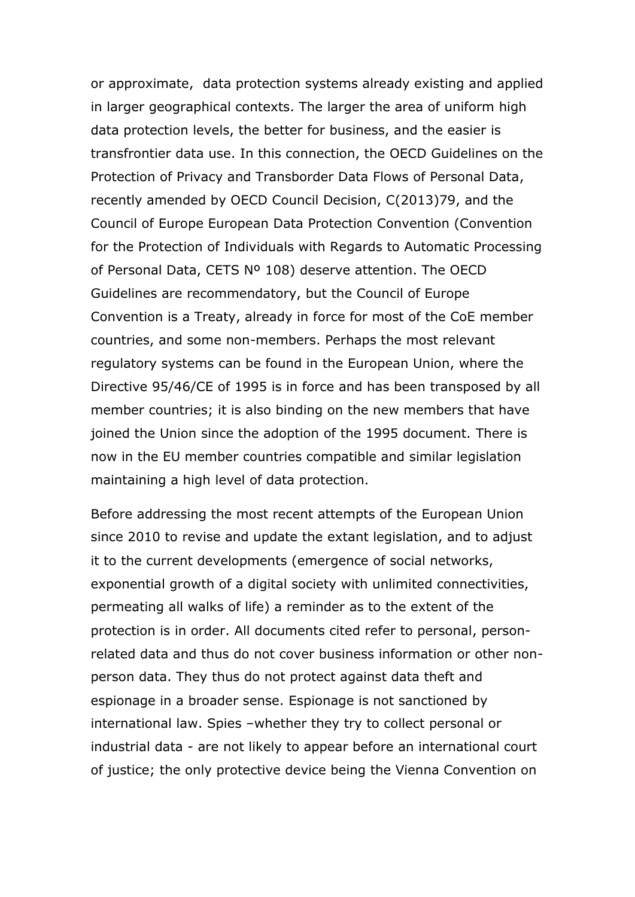or approximate, data protection systems already existing and applied in larger geographical contexts. The larger the area of uniform high data protection levels, the better for business, and the easier is transfrontier data use. In this connection, the OECD Guidelines on the Protection of Privacy and Transborder Data Flows of Personal Data, recently amended by OECD Council Decision, C(2013)79, and the Council of Europe European Data Protection Convention (Convention for the Protection of Individuals with Regards to Automatic Processing of Personal Data, CETS Nº 108) deserve attention. The OECD Guidelines are recommendatory, but the Council of Europe Convention is a Treaty, already in force for most of the CoE member countries, and some non-members. Perhaps the most relevant regulatory systems can be found in the European Union, where the Directive 95/46/CE of 1995 is in force and has been transposed by all member countries; it is also binding on the new members that have joined the Union since the adoption of the 1995 document. There is now in the EU member countries compatible and similar legislation maintaining a high level of data protection.

Before addressing the most recent attempts of the European Union since 2010 to revise and update the extant legislation, and to adjust it to the current developments (emergence of social networks, exponential growth of a digital society with unlimited connectivities, permeating all walks of life) a reminder as to the extent of the protection is in order. All documents cited refer to personal, person-related data and thus do not cover business information or other non-person data. They thus do not protect against data theft and espionage in a broader sense. Espionage is not sanctioned by international law. Spies –whether they try to collect personal or industrial data - are not likely to appear before an international court of justice; the only protective device being the Vienna Convention on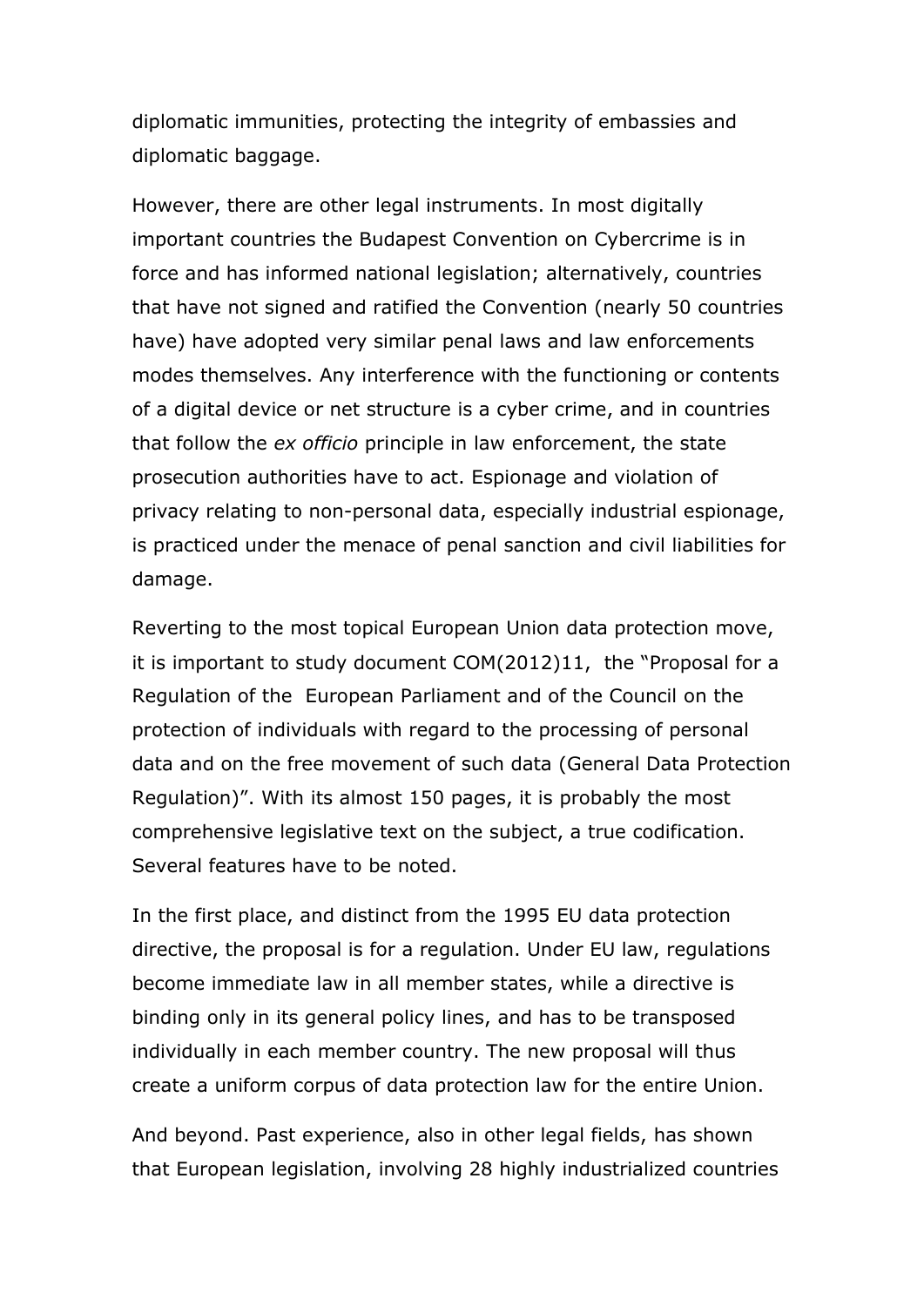diplomatic immunities, protecting the integrity of embassies and diplomatic baggage.

However, there are other legal instruments. In most digitally important countries the Budapest Convention on Cybercrime is in force and has informed national legislation; alternatively, countries that have not signed and ratified the Convention (nearly 50 countries have) have adopted very similar penal laws and law enforcements modes themselves. Any interference with the functioning or contents of a digital device or net structure is a cyber crime, and in countries that follow the *ex officio* principle in law enforcement, the state prosecution authorities have to act. Espionage and violation of privacy relating to non-personal data, especially industrial espionage, is practiced under the menace of penal sanction and civil liabilities for damage.

Reverting to the most topical European Union data protection move, it is important to study document COM(2012)11, the "Proposal for a Regulation of the European Parliament and of the Council on the protection of individuals with regard to the processing of personal data and on the free movement of such data (General Data Protection Regulation)". With its almost 150 pages, it is probably the most comprehensive legislative text on the subject, a true codification. Several features have to be noted.

In the first place, and distinct from the 1995 EU data protection directive, the proposal is for a regulation. Under EU law, regulations become immediate law in all member states, while a directive is binding only in its general policy lines, and has to be transposed individually in each member country. The new proposal will thus create a uniform corpus of data protection law for the entire Union.

And beyond. Past experience, also in other legal fields, has shown that European legislation, involving 28 highly industrialized countries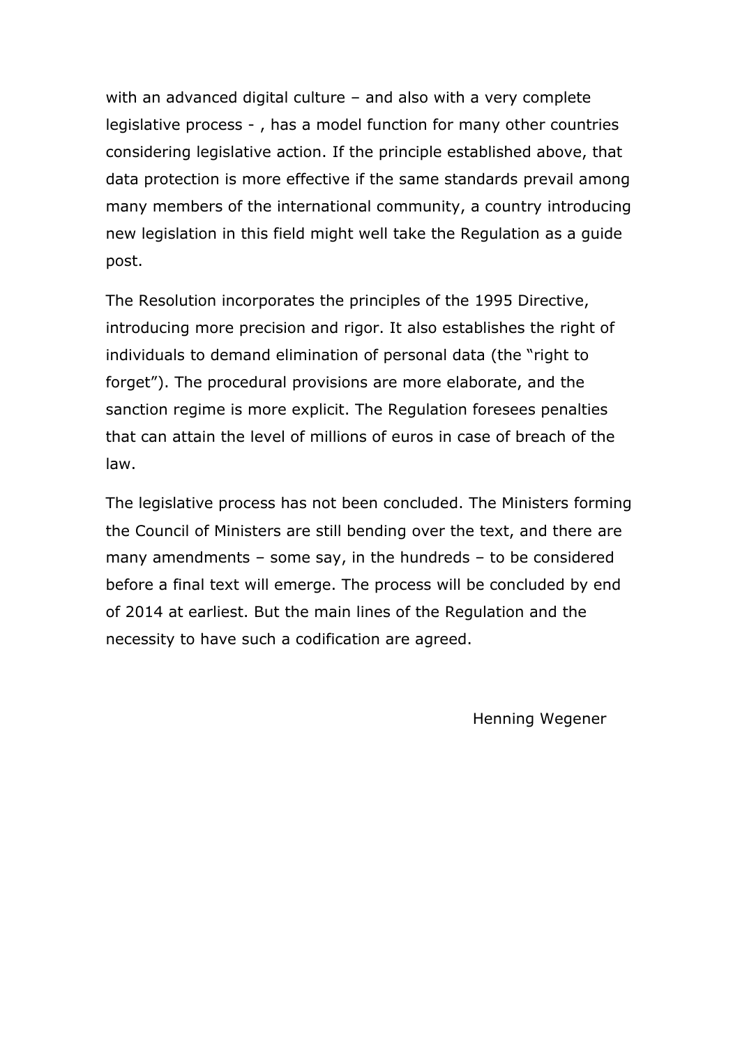with an advanced digital culture – and also with a very complete legislative process - , has a model function for many other countries considering legislative action. If the principle established above, that data protection is more effective if the same standards prevail among many members of the international community, a country introducing new legislation in this field might well take the Regulation as a guide post.

The Resolution incorporates the principles of the 1995 Directive, introducing more precision and rigor. It also establishes the right of individuals to demand elimination of personal data (the "right to forget"). The procedural provisions are more elaborate, and the sanction regime is more explicit. The Regulation foresees penalties that can attain the level of millions of euros in case of breach of the law.

The legislative process has not been concluded. The Ministers forming the Council of Ministers are still bending over the text, and there are many amendments – some say, in the hundreds – to be considered before a final text will emerge. The process will be concluded by end of 2014 at earliest. But the main lines of the Regulation and the necessity to have such a codification are agreed.

Henning Wegener